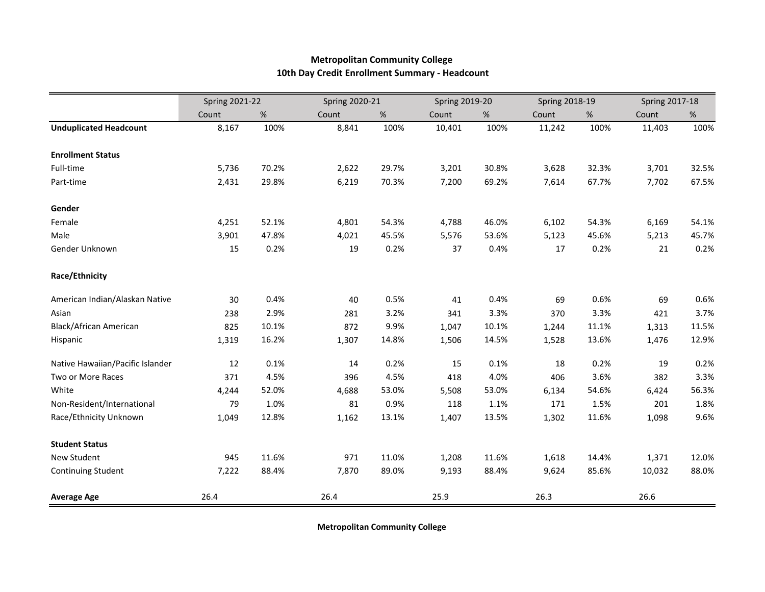**Metropolitan Community College**
**10th Day Credit Enrollment Summary - Headcount**

| | Spring 2021-22 | | Spring 2020-21 | | Spring 2019-20 | | Spring 2018-19 | | Spring 2017-18 | |
|---|---|---|---|---|---|---|---|---|---|---|
| | Count | % | Count | % | Count | % | Count | % | Count | % |
| **Unduplicated Headcount** | 8,167 | 100% | 8,841 | 100% | 10,401 | 100% | 11,242 | 100% | 11,403 | 100% |
| **Enrollment Status** | | | | | | | | | | |
| Full-time | 5,736 | 70.2% | 2,622 | 29.7% | 3,201 | 30.8% | 3,628 | 32.3% | 3,701 | 32.5% |
| Part-time | 2,431 | 29.8% | 6,219 | 70.3% | 7,200 | 69.2% | 7,614 | 67.7% | 7,702 | 67.5% |
| **Gender** | | | | | | | | | | |
| Female | 4,251 | 52.1% | 4,801 | 54.3% | 4,788 | 46.0% | 6,102 | 54.3% | 6,169 | 54.1% |
| Male | 3,901 | 47.8% | 4,021 | 45.5% | 5,576 | 53.6% | 5,123 | 45.6% | 5,213 | 45.7% |
| Gender Unknown | 15 | 0.2% | 19 | 0.2% | 37 | 0.4% | 17 | 0.2% | 21 | 0.2% |
| **Race/Ethnicity** | | | | | | | | | | |
| American Indian/Alaskan Native | 30 | 0.4% | 40 | 0.5% | 41 | 0.4% | 69 | 0.6% | 69 | 0.6% |
| Asian | 238 | 2.9% | 281 | 3.2% | 341 | 3.3% | 370 | 3.3% | 421 | 3.7% |
| Black/African American | 825 | 10.1% | 872 | 9.9% | 1,047 | 10.1% | 1,244 | 11.1% | 1,313 | 11.5% |
| Hispanic | 1,319 | 16.2% | 1,307 | 14.8% | 1,506 | 14.5% | 1,528 | 13.6% | 1,476 | 12.9% |
| Native Hawaiian/Pacific Islander | 12 | 0.1% | 14 | 0.2% | 15 | 0.1% | 18 | 0.2% | 19 | 0.2% |
| Two or More Races | 371 | 4.5% | 396 | 4.5% | 418 | 4.0% | 406 | 3.6% | 382 | 3.3% |
| White | 4,244 | 52.0% | 4,688 | 53.0% | 5,508 | 53.0% | 6,134 | 54.6% | 6,424 | 56.3% |
| Non-Resident/International | 79 | 1.0% | 81 | 0.9% | 118 | 1.1% | 171 | 1.5% | 201 | 1.8% |
| Race/Ethnicity Unknown | 1,049 | 12.8% | 1,162 | 13.1% | 1,407 | 13.5% | 1,302 | 11.6% | 1,098 | 9.6% |
| **Student Status** | | | | | | | | | | |
| New Student | 945 | 11.6% | 971 | 11.0% | 1,208 | 11.6% | 1,618 | 14.4% | 1,371 | 12.0% |
| Continuing Student | 7,222 | 88.4% | 7,870 | 89.0% | 9,193 | 88.4% | 9,624 | 85.6% | 10,032 | 88.0% |
| **Average Age** | 26.4 | | 26.4 | | 25.9 | | 26.3 | | 26.6 | |

**Metropolitan Community College**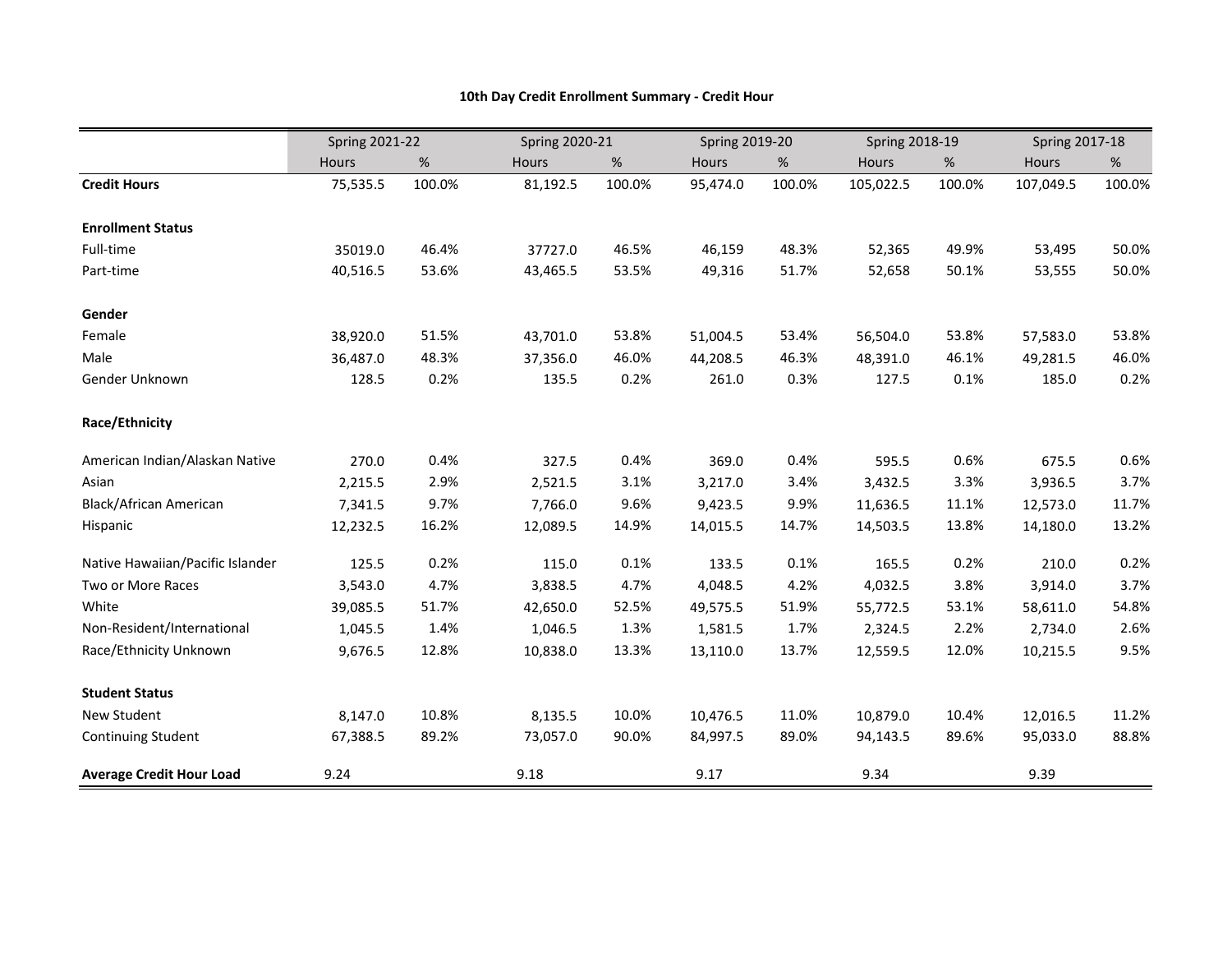**10th Day Credit Enrollment Summary - Credit Hour**

| | Spring 2021-22 | | Spring 2020-21 | | Spring 2019-20 | | Spring 2018-19 | | Spring 2017-18 | |
|---|---|---|---|---|---|---|---|---|---|---|
| | Hours | % | Hours | % | Hours | % | Hours | % | Hours | % |
| **Credit Hours** | 75,535.5 | 100.0% | 81,192.5 | 100.0% | 95,474.0 | 100.0% | 105,022.5 | 100.0% | 107,049.5 | 100.0% |
| **Enrollment Status** | | | | | | | | | | |
| Full-time | 35019.0 | 46.4% | 37727.0 | 46.5% | 46,159 | 48.3% | 52,365 | 49.9% | 53,495 | 50.0% |
| Part-time | 40,516.5 | 53.6% | 43,465.5 | 53.5% | 49,316 | 51.7% | 52,658 | 50.1% | 53,555 | 50.0% |
| **Gender** | | | | | | | | | | |
| Female | 38,920.0 | 51.5% | 43,701.0 | 53.8% | 51,004.5 | 53.4% | 56,504.0 | 53.8% | 57,583.0 | 53.8% |
| Male | 36,487.0 | 48.3% | 37,356.0 | 46.0% | 44,208.5 | 46.3% | 48,391.0 | 46.1% | 49,281.5 | 46.0% |
| Gender Unknown | 128.5 | 0.2% | 135.5 | 0.2% | 261.0 | 0.3% | 127.5 | 0.1% | 185.0 | 0.2% |
| **Race/Ethnicity** | | | | | | | | | | |
| American Indian/Alaskan Native | 270.0 | 0.4% | 327.5 | 0.4% | 369.0 | 0.4% | 595.5 | 0.6% | 675.5 | 0.6% |
| Asian | 2,215.5 | 2.9% | 2,521.5 | 3.1% | 3,217.0 | 3.4% | 3,432.5 | 3.3% | 3,936.5 | 3.7% |
| Black/African American | 7,341.5 | 9.7% | 7,766.0 | 9.6% | 9,423.5 | 9.9% | 11,636.5 | 11.1% | 12,573.0 | 11.7% |
| Hispanic | 12,232.5 | 16.2% | 12,089.5 | 14.9% | 14,015.5 | 14.7% | 14,503.5 | 13.8% | 14,180.0 | 13.2% |
| Native Hawaiian/Pacific Islander | 125.5 | 0.2% | 115.0 | 0.1% | 133.5 | 0.1% | 165.5 | 0.2% | 210.0 | 0.2% |
| Two or More Races | 3,543.0 | 4.7% | 3,838.5 | 4.7% | 4,048.5 | 4.2% | 4,032.5 | 3.8% | 3,914.0 | 3.7% |
| White | 39,085.5 | 51.7% | 42,650.0 | 52.5% | 49,575.5 | 51.9% | 55,772.5 | 53.1% | 58,611.0 | 54.8% |
| Non-Resident/International | 1,045.5 | 1.4% | 1,046.5 | 1.3% | 1,581.5 | 1.7% | 2,324.5 | 2.2% | 2,734.0 | 2.6% |
| Race/Ethnicity Unknown | 9,676.5 | 12.8% | 10,838.0 | 13.3% | 13,110.0 | 13.7% | 12,559.5 | 12.0% | 10,215.5 | 9.5% |
| **Student Status** | | | | | | | | | | |
| New Student | 8,147.0 | 10.8% | 8,135.5 | 10.0% | 10,476.5 | 11.0% | 10,879.0 | 10.4% | 12,016.5 | 11.2% |
| Continuing Student | 67,388.5 | 89.2% | 73,057.0 | 90.0% | 84,997.5 | 89.0% | 94,143.5 | 89.6% | 95,033.0 | 88.8% |
| **Average Credit Hour Load** | 9.24 | | 9.18 | | 9.17 | | 9.34 | | 9.39 | |